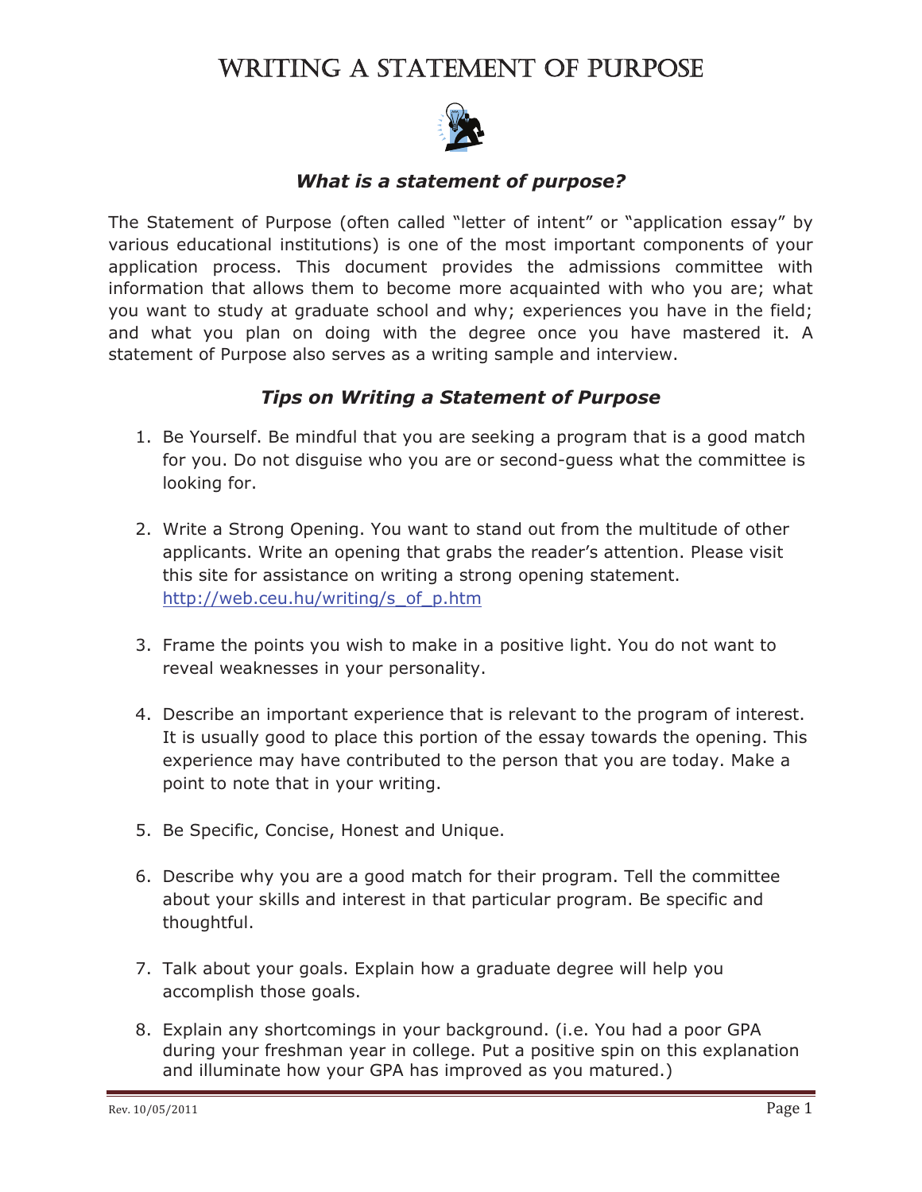# Writing a Statement of Purpose

## *What is a statement of purpose?*

The Statement of Purpose (often called "letter of intent" or "application essay" by various educational institutions) is one of the most important components of your application process. This document provides the admissions committee with information that allows them to become more acquainted with who you are; what you want to study at graduate school and why; experiences you have in the field; and what you plan on doing with the degree once you have mastered it. A statement of Purpose also serves as a writing sample and interview.

## *Tips on Writing a Statement of Purpose*

1. Be Yourself. Be mindful that you are seeking a program that is a good match for you. Do not disguise who you are or second-guess what the committee is looking for.

2. Write a Strong Opening. You want to stand out from the multitude of other applicants. Write an opening that grabs the reader's attention. Please visit this site for assistance on writing a strong opening statement. http://web.ceu.hu/writing/s_of_p.htm

3. Frame the points you wish to make in a positive light. You do not want to reveal weaknesses in your personality.

4. Describe an important experience that is relevant to the program of interest. It is usually good to place this portion of the essay towards the opening. This experience may have contributed to the person that you are today. Make a point to note that in your writing.

5. Be Specific, Concise, Honest and Unique.

6. Describe why you are a good match for their program. Tell the committee about your skills and interest in that particular program. Be specific and thoughtful.

7. Talk about your goals. Explain how a graduate degree will help you accomplish those goals.

8. Explain any shortcomings in your background. (i.e. You had a poor GPA during your freshman year in college. Put a positive spin on this explanation and illuminate how your GPA has improved as you matured.)

Rev. 10/05/2011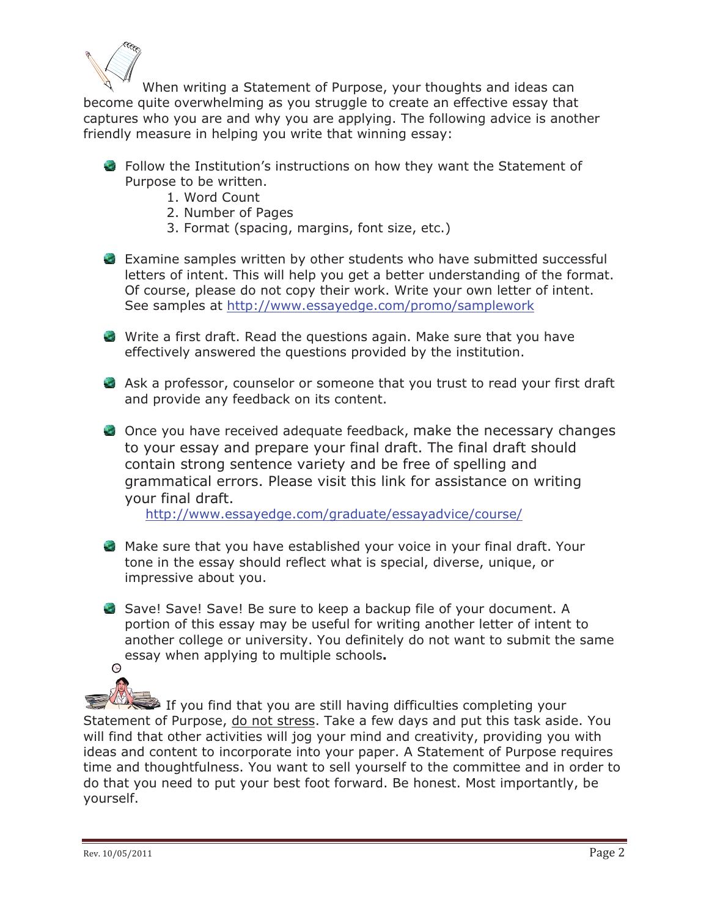When writing a Statement of Purpose, your thoughts and ideas can become quite overwhelming as you struggle to create an effective essay that captures who you are and why you are applying. The following advice is another friendly measure in helping you write that winning essay:

- Follow the Institution's instructions on how they want the Statement of Purpose to be written.
    1. Word Count
    2. Number of Pages
    3. Format (spacing, margins, font size, etc.)
- Examine samples written by other students who have submitted successful letters of intent. This will help you get a better understanding of the format. Of course, please do not copy their work. Write your own letter of intent. See samples at http://www.essayedge.com/promo/samplework
- Write a first draft. Read the questions again. Make sure that you have effectively answered the questions provided by the institution.
- Ask a professor, counselor or someone that you trust to read your first draft and provide any feedback on its content.
- Once you have received adequate feedback, make the necessary changes to your essay and prepare your final draft. The final draft should contain strong sentence variety and be free of spelling and grammatical errors. Please visit this link for assistance on writing your final draft.
  http://www.essayedge.com/graduate/essayadvice/course/
- Make sure that you have established your voice in your final draft. Your tone in the essay should reflect what is special, diverse, unique, or impressive about you.
- Save! Save! Save! Be sure to keep a backup file of your document. A portion of this essay may be useful for writing another letter of intent to another college or university. You definitely do not want to submit the same essay when applying to multiple schools**.**

If you find that you are still having difficulties completing your Statement of Purpose, do not stress. Take a few days and put this task aside. You will find that other activities will jog your mind and creativity, providing you with ideas and content to incorporate into your paper. A Statement of Purpose requires time and thoughtfulness. You want to sell yourself to the committee and in order to do that you need to put your best foot forward. Be honest. Most importantly, be yourself.

Rev. 10/05/2011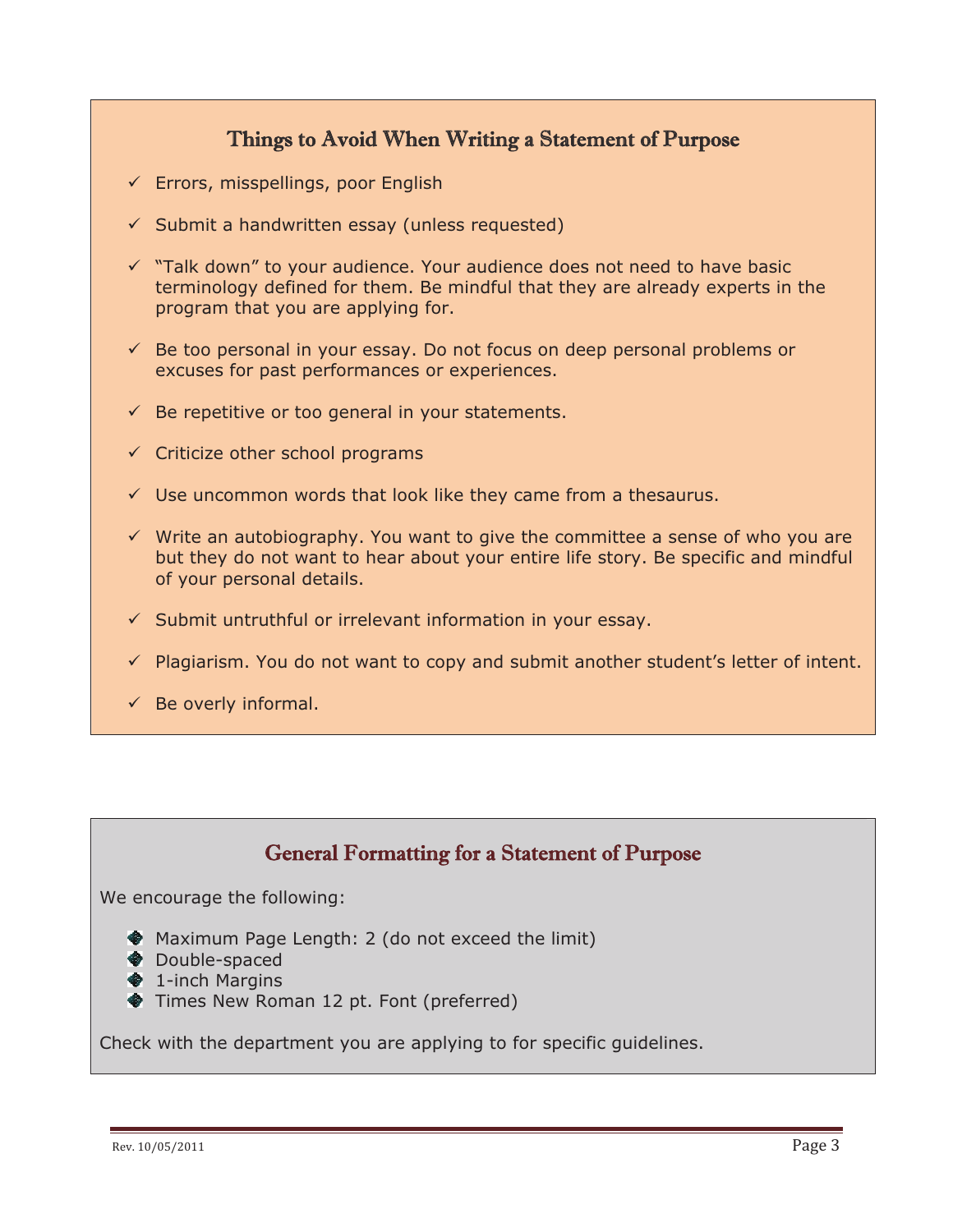## Things to Avoid When Writing a Statement of Purpose

- ✓ Errors, misspellings, poor English
- ✓ Submit a handwritten essay (unless requested)
- ✓ "Talk down" to your audience. Your audience does not need to have basic terminology defined for them. Be mindful that they are already experts in the program that you are applying for.
- ✓ Be too personal in your essay. Do not focus on deep personal problems or excuses for past performances or experiences.
- ✓ Be repetitive or too general in your statements.
- ✓ Criticize other school programs
- ✓ Use uncommon words that look like they came from a thesaurus.
- ✓ Write an autobiography. You want to give the committee a sense of who you are but they do not want to hear about your entire life story. Be specific and mindful of your personal details.
- ✓ Submit untruthful or irrelevant information in your essay.
- ✓ Plagiarism. You do not want to copy and submit another student's letter of intent.
- ✓ Be overly informal.

## General Formatting for a Statement of Purpose

We encourage the following:

- Maximum Page Length: 2 (do not exceed the limit)
- Double-spaced
- 1-inch Margins
- Times New Roman 12 pt. Font (preferred)

Check with the department you are applying to for specific guidelines.

Rev. 10/05/2011